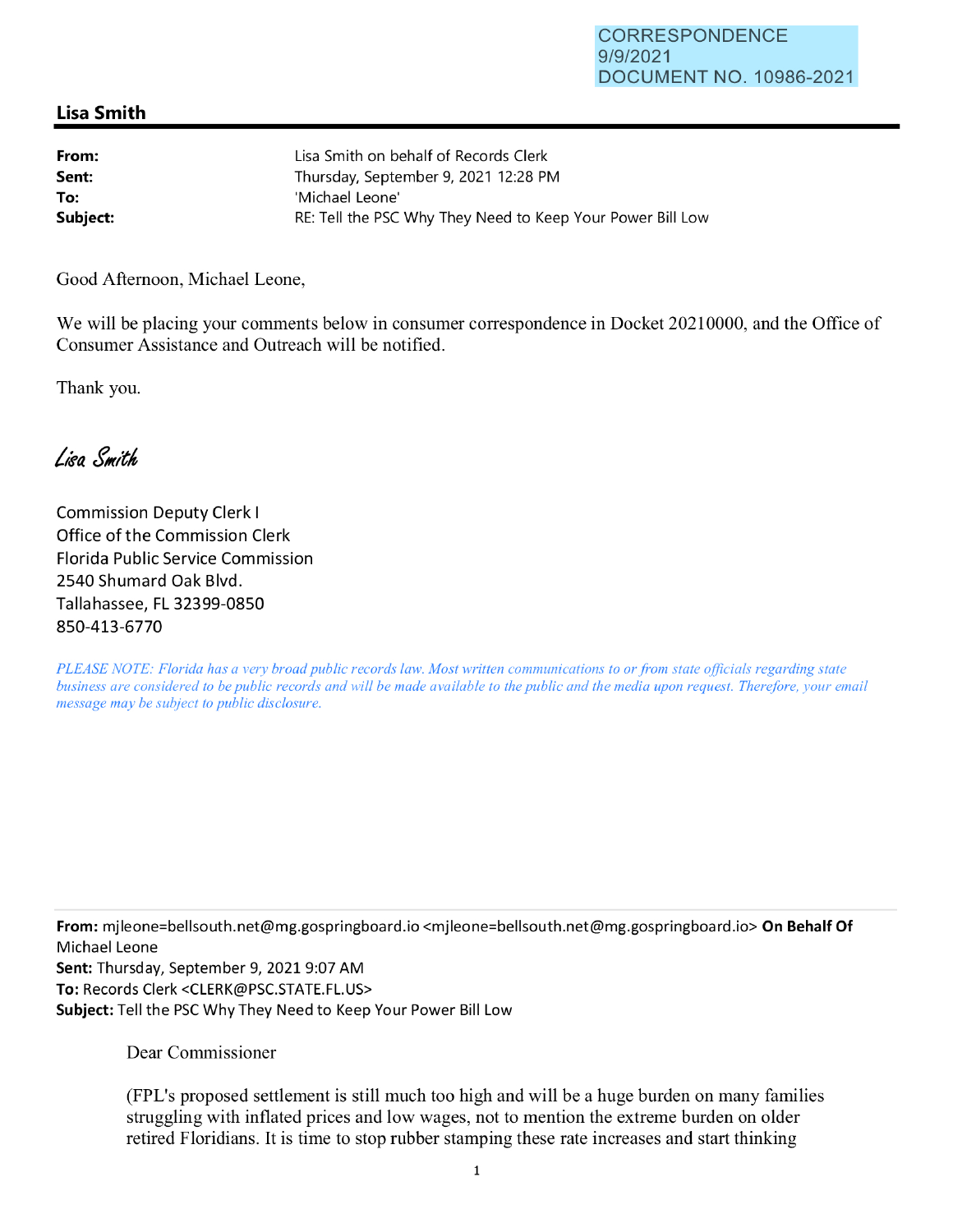CORRESPONDENCE
9/9/2021
DOCUMENT NO. 10986-2021

## Lisa Smith

**From:** Lisa Smith on behalf of Records Clerk
**Sent:** Thursday, September 9, 2021 12:28 PM
**To:** 'Michael Leone'
**Subject:** RE: Tell the PSC Why They Need to Keep Your Power Bill Low

Good Afternoon, Michael Leone,

We will be placing your comments below in consumer correspondence in Docket 20210000, and the Office of Consumer Assistance and Outreach will be notified.

Thank you.

*Lisa Smith*

Commission Deputy Clerk I
Office of the Commission Clerk
Florida Public Service Commission
2540 Shumard Oak Blvd.
Tallahassee, FL 32399-0850
850-413-6770

*PLEASE NOTE: Florida has a very broad public records law. Most written communications to or from state officials regarding state business are considered to be public records and will be made available to the public and the media upon request. Therefore, your email message may be subject to public disclosure.*

---

**From:** mjleone=bellsouth.net@mg.gospringboard.io <mjleone=bellsouth.net@mg.gospringboard.io> **On Behalf Of** Michael Leone
**Sent:** Thursday, September 9, 2021 9:07 AM
**To:** Records Clerk <CLERK@PSC.STATE.FL.US>
**Subject:** Tell the PSC Why They Need to Keep Your Power Bill Low

Dear Commissioner

(FPL's proposed settlement is still much too high and will be a huge burden on many families struggling with inflated prices and low wages, not to mention the extreme burden on older retired Floridians. It is time to stop rubber stamping these rate increases and start thinking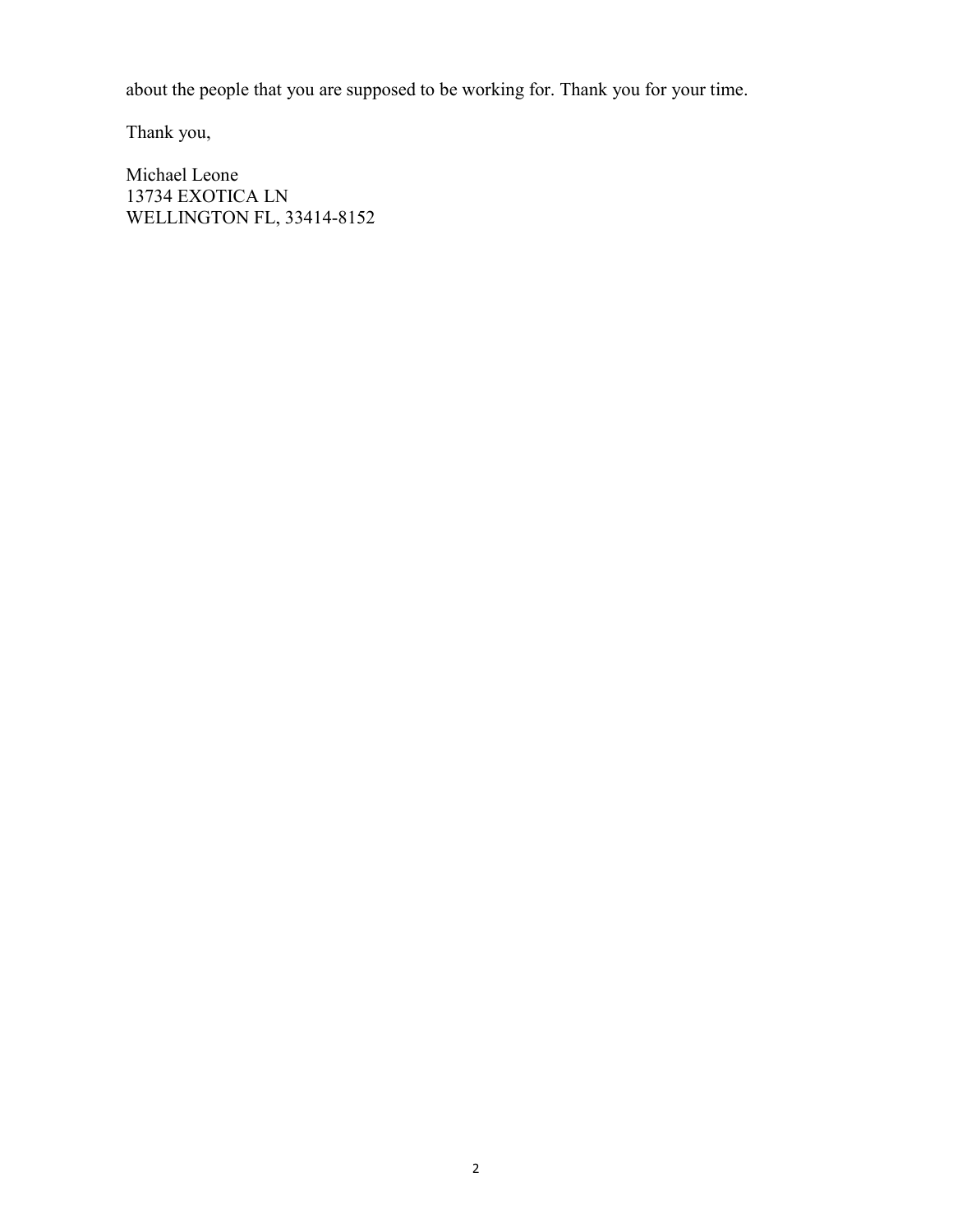about the people that you are supposed to be working for. Thank you for your time.

Thank you,

Michael Leone
13734 EXOTICA LN
WELLINGTON FL, 33414-8152